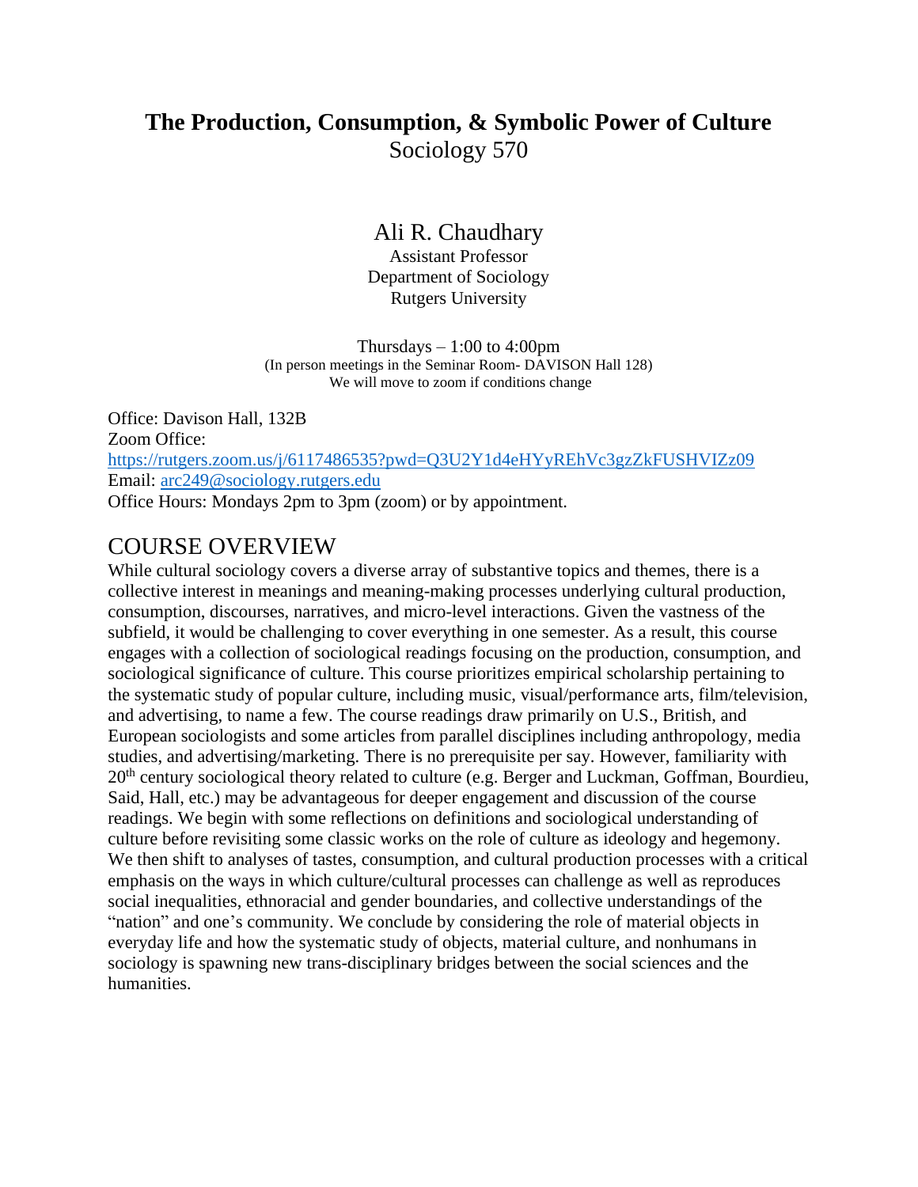# The Production, Consumption, & Symbolic Power of Culture

Sociology 570

Ali R. Chaudhary
Assistant Professor
Department of Sociology
Rutgers University

Thursdays – 1:00 to 4:00pm
(In person meetings in the Seminar Room- DAVISON Hall 128)
We will move to zoom if conditions change

Office: Davison Hall, 132B
Zoom Office:
https://rutgers.zoom.us/j/6117486535?pwd=Q3U2Y1d4eHYyREhVc3gzZkFUSHVIZz09
Email: arc249@sociology.rutgers.edu
Office Hours: Mondays 2pm to 3pm (zoom) or by appointment.

## COURSE OVERVIEW

While cultural sociology covers a diverse array of substantive topics and themes, there is a collective interest in meanings and meaning-making processes underlying cultural production, consumption, discourses, narratives, and micro-level interactions. Given the vastness of the subfield, it would be challenging to cover everything in one semester. As a result, this course engages with a collection of sociological readings focusing on the production, consumption, and sociological significance of culture. This course prioritizes empirical scholarship pertaining to the systematic study of popular culture, including music, visual/performance arts, film/television, and advertising, to name a few. The course readings draw primarily on U.S., British, and European sociologists and some articles from parallel disciplines including anthropology, media studies, and advertising/marketing. There is no prerequisite per say. However, familiarity with 20th century sociological theory related to culture (e.g. Berger and Luckman, Goffman, Bourdieu, Said, Hall, etc.) may be advantageous for deeper engagement and discussion of the course readings. We begin with some reflections on definitions and sociological understanding of culture before revisiting some classic works on the role of culture as ideology and hegemony. We then shift to analyses of tastes, consumption, and cultural production processes with a critical emphasis on the ways in which culture/cultural processes can challenge as well as reproduces social inequalities, ethnoracial and gender boundaries, and collective understandings of the "nation" and one's community. We conclude by considering the role of material objects in everyday life and how the systematic study of objects, material culture, and nonhumans in sociology is spawning new trans-disciplinary bridges between the social sciences and the humanities.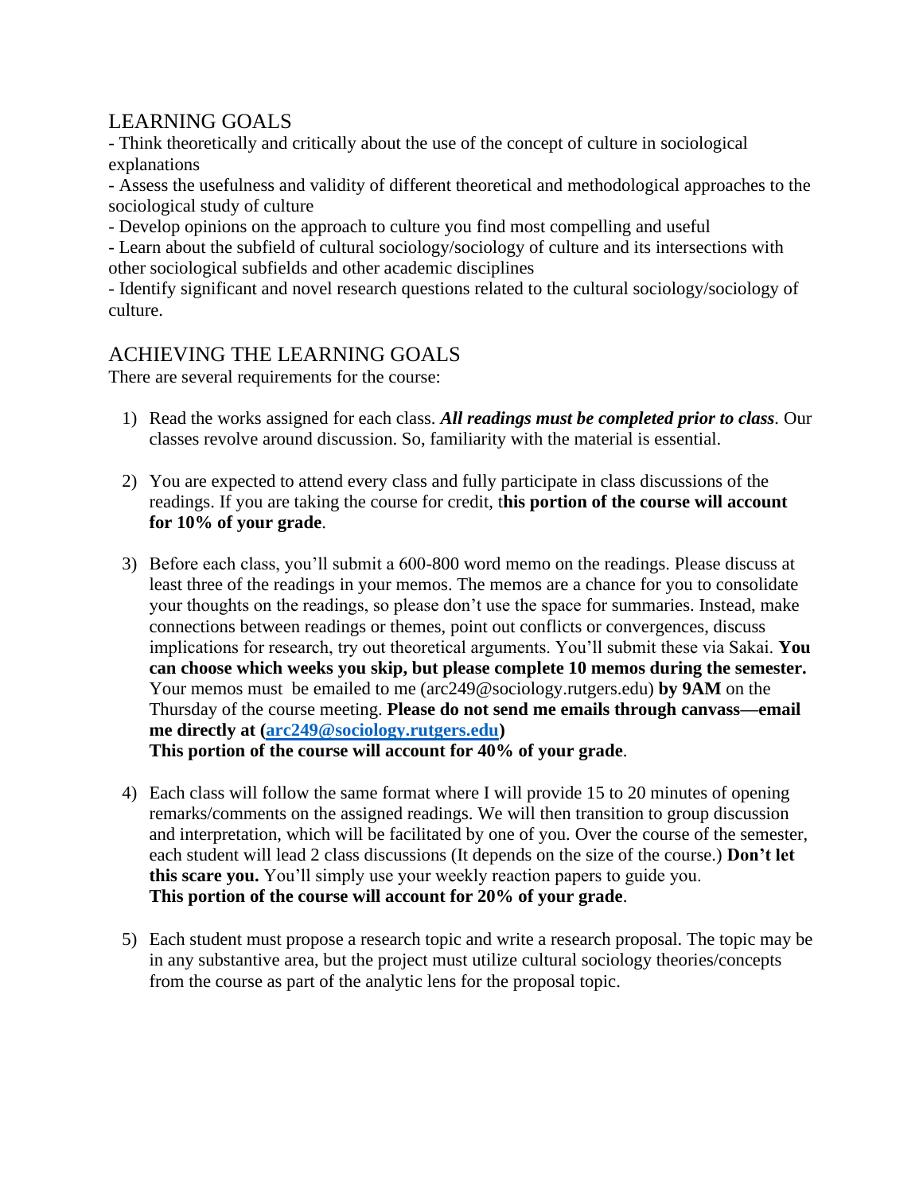## LEARNING GOALS

- Think theoretically and critically about the use of the concept of culture in sociological explanations
- Assess the usefulness and validity of different theoretical and methodological approaches to the sociological study of culture
- Develop opinions on the approach to culture you find most compelling and useful
- Learn about the subfield of cultural sociology/sociology of culture and its intersections with other sociological subfields and other academic disciplines
- Identify significant and novel research questions related to the cultural sociology/sociology of culture.

## ACHIEVING THE LEARNING GOALS

There are several requirements for the course:

1) Read the works assigned for each class. ***All readings must be completed prior to class***. Our classes revolve around discussion. So, familiarity with the material is essential.

2) You are expected to attend every class and fully participate in class discussions of the readings. If you are taking the course for credit, t**his portion of the course will account for 10% of your grade**.

3) Before each class, you'll submit a 600-800 word memo on the readings. Please discuss at least three of the readings in your memos. The memos are a chance for you to consolidate your thoughts on the readings, so please don't use the space for summaries. Instead, make connections between readings or themes, point out conflicts or convergences, discuss implications for research, try out theoretical arguments. You'll submit these via Sakai. **You can choose which weeks you skip, but please complete 10 memos during the semester.** Your memos must be emailed to me (arc249@sociology.rutgers.edu) **by 9AM** on the Thursday of the course meeting. **Please do not send me emails through canvass—email me directly at ([arc249@sociology.rutgers.edu](mailto:arc249@sociology.rutgers.edu))**
**This portion of the course will account for 40% of your grade**.

4) Each class will follow the same format where I will provide 15 to 20 minutes of opening remarks/comments on the assigned readings. We will then transition to group discussion and interpretation, which will be facilitated by one of you. Over the course of the semester, each student will lead 2 class discussions (It depends on the size of the course.) **Don't let this scare you.** You'll simply use your weekly reaction papers to guide you.
**This portion of the course will account for 20% of your grade**.

5) Each student must propose a research topic and write a research proposal. The topic may be in any substantive area, but the project must utilize cultural sociology theories/concepts from the course as part of the analytic lens for the proposal topic.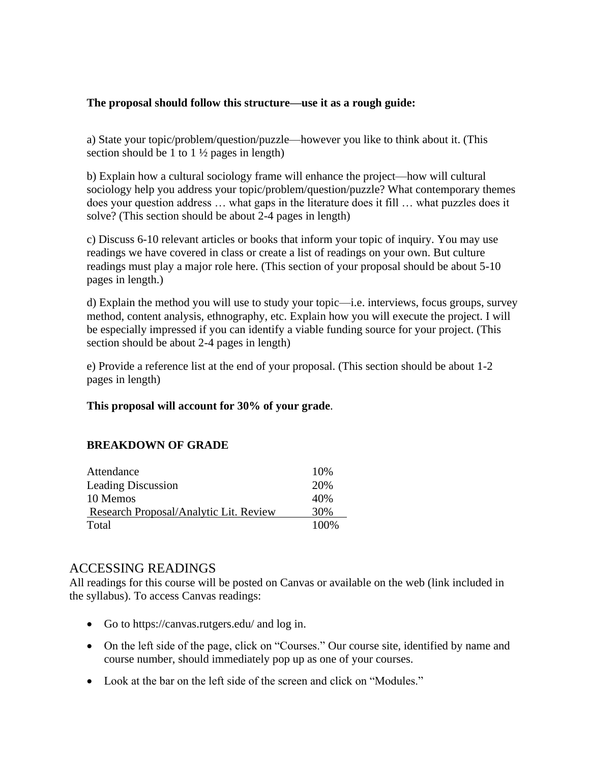**The proposal should follow this structure—use it as a rough guide:**

a) State your topic/problem/question/puzzle—however you like to think about it. (This section should be 1 to 1 ½ pages in length)

b) Explain how a cultural sociology frame will enhance the project—how will cultural sociology help you address your topic/problem/question/puzzle? What contemporary themes does your question address … what gaps in the literature does it fill … what puzzles does it solve? (This section should be about 2-4 pages in length)

c) Discuss 6-10 relevant articles or books that inform your topic of inquiry. You may use readings we have covered in class or create a list of readings on your own. But culture readings must play a major role here. (This section of your proposal should be about 5-10 pages in length.)

d) Explain the method you will use to study your topic—i.e. interviews, focus groups, survey method, content analysis, ethnography, etc. Explain how you will execute the project. I will be especially impressed if you can identify a viable funding source for your project. (This section should be about 2-4 pages in length)

e) Provide a reference list at the end of your proposal. (This section should be about 1-2 pages in length)

**This proposal will account for 30% of your grade**.

**BREAKDOWN OF GRADE**

| | |
|---|---|
| Attendance | 10% |
| Leading Discussion | 20% |
| 10 Memos | 40% |
| Research Proposal/Analytic Lit. Review | 30% |
| Total | 100% |

## ACCESSING READINGS

All readings for this course will be posted on Canvas or available on the web (link included in the syllabus). To access Canvas readings:

- Go to https://canvas.rutgers.edu/ and log in.
- On the left side of the page, click on "Courses." Our course site, identified by name and course number, should immediately pop up as one of your courses.
- Look at the bar on the left side of the screen and click on "Modules."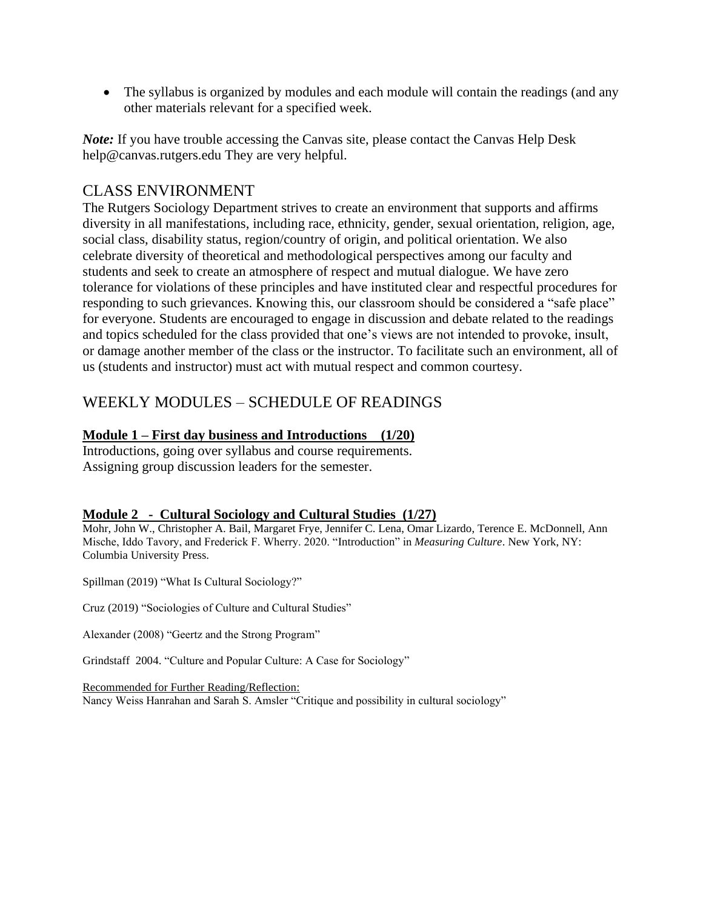- The syllabus is organized by modules and each module will contain the readings (and any other materials relevant for a specified week.

***Note:*** If you have trouble accessing the Canvas site, please contact the Canvas Help Desk help@canvas.rutgers.edu They are very helpful.

## CLASS ENVIRONMENT

The Rutgers Sociology Department strives to create an environment that supports and affirms diversity in all manifestations, including race, ethnicity, gender, sexual orientation, religion, age, social class, disability status, region/country of origin, and political orientation. We also celebrate diversity of theoretical and methodological perspectives among our faculty and students and seek to create an atmosphere of respect and mutual dialogue. We have zero tolerance for violations of these principles and have instituted clear and respectful procedures for responding to such grievances. Knowing this, our classroom should be considered a "safe place" for everyone. Students are encouraged to engage in discussion and debate related to the readings and topics scheduled for the class provided that one's views are not intended to provoke, insult, or damage another member of the class or the instructor. To facilitate such an environment, all of us (students and instructor) must act with mutual respect and common courtesy.

## WEEKLY MODULES – SCHEDULE OF READINGS

### Module 1 – First day business and Introductions (1/20)

Introductions, going over syllabus and course requirements.
Assigning group discussion leaders for the semester.

### Module 2 - Cultural Sociology and Cultural Studies (1/27)

Mohr, John W., Christopher A. Bail, Margaret Frye, Jennifer C. Lena, Omar Lizardo, Terence E. McDonnell, Ann Mische, Iddo Tavory, and Frederick F. Wherry. 2020. "Introduction" in *Measuring Culture*. New York, NY: Columbia University Press.

Spillman (2019) "What Is Cultural Sociology?"

Cruz (2019) "Sociologies of Culture and Cultural Studies"

Alexander (2008) "Geertz and the Strong Program"

Grindstaff 2004. "Culture and Popular Culture: A Case for Sociology"

Recommended for Further Reading/Reflection:
Nancy Weiss Hanrahan and Sarah S. Amsler "Critique and possibility in cultural sociology"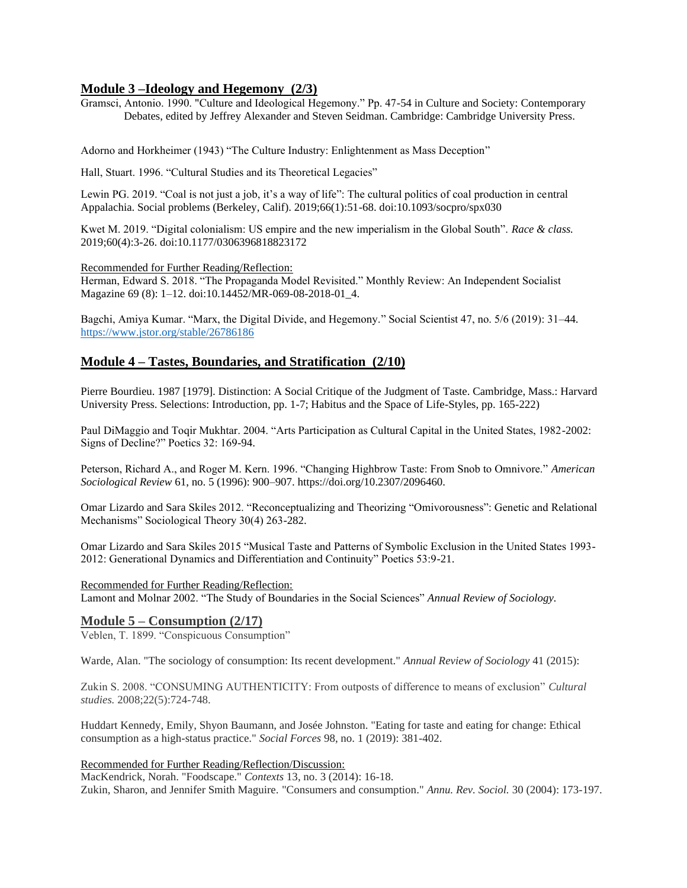## Module 3 –Ideology and Hegemony (2/3)

Gramsci, Antonio. 1990. "Culture and Ideological Hegemony." Pp. 47-54 in Culture and Society: Contemporary Debates, edited by Jeffrey Alexander and Steven Seidman. Cambridge: Cambridge University Press.

Adorno and Horkheimer (1943) "The Culture Industry: Enlightenment as Mass Deception"

Hall, Stuart. 1996. "Cultural Studies and its Theoretical Legacies"

Lewin PG. 2019. "Coal is not just a job, it's a way of life": The cultural politics of coal production in central Appalachia. Social problems (Berkeley, Calif). 2019;66(1):51-68. doi:10.1093/socpro/spx030

Kwet M. 2019. "Digital colonialism: US empire and the new imperialism in the Global South". *Race & class.* 2019;60(4):3-26. doi:10.1177/0306396818823172

Recommended for Further Reading/Reflection:
Herman, Edward S. 2018. "The Propaganda Model Revisited." Monthly Review: An Independent Socialist Magazine 69 (8): 1–12. doi:10.14452/MR-069-08-2018-01_4.

Bagchi, Amiya Kumar. "Marx, the Digital Divide, and Hegemony." Social Scientist 47, no. 5/6 (2019): 31–44. https://www.jstor.org/stable/26786186

## Module 4 – Tastes, Boundaries, and Stratification (2/10)

Pierre Bourdieu. 1987 [1979]. Distinction: A Social Critique of the Judgment of Taste. Cambridge, Mass.: Harvard University Press. Selections: Introduction, pp. 1-7; Habitus and the Space of Life-Styles, pp. 165-222)

Paul DiMaggio and Toqir Mukhtar. 2004. "Arts Participation as Cultural Capital in the United States, 1982-2002: Signs of Decline?" Poetics 32: 169-94.

Peterson, Richard A., and Roger M. Kern. 1996. "Changing Highbrow Taste: From Snob to Omnivore." *American Sociological Review* 61, no. 5 (1996): 900–907. https://doi.org/10.2307/2096460.

Omar Lizardo and Sara Skiles 2012. "Reconceptualizing and Theorizing "Omivorousness": Genetic and Relational Mechanisms" Sociological Theory 30(4) 263-282.

Omar Lizardo and Sara Skiles 2015 "Musical Taste and Patterns of Symbolic Exclusion in the United States 1993-2012: Generational Dynamics and Differentiation and Continuity" Poetics 53:9-21.

Recommended for Further Reading/Reflection:
Lamont and Molnar 2002. "The Study of Boundaries in the Social Sciences" *Annual Review of Sociology.*

## Module 5 – Consumption (2/17)

Veblen, T. 1899. "Conspicuous Consumption"

Warde, Alan. "The sociology of consumption: Its recent development." *Annual Review of Sociology* 41 (2015):

Zukin S. 2008. "CONSUMING AUTHENTICITY: From outposts of difference to means of exclusion" *Cultural studies.* 2008;22(5):724-748.

Huddart Kennedy, Emily, Shyon Baumann, and Josée Johnston. "Eating for taste and eating for change: Ethical consumption as a high-status practice." *Social Forces* 98, no. 1 (2019): 381-402.

Recommended for Further Reading/Reflection/Discussion:
MacKendrick, Norah. "Foodscape." *Contexts* 13, no. 3 (2014): 16-18.
Zukin, Sharon, and Jennifer Smith Maguire. "Consumers and consumption." *Annu. Rev. Sociol.* 30 (2004): 173-197.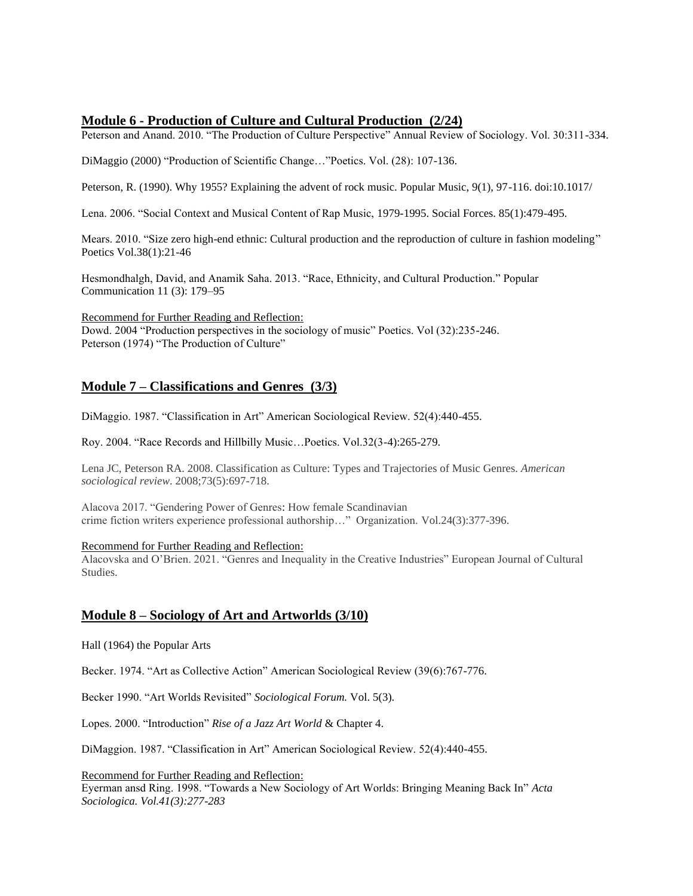## **Module 6 - Production of Culture and Cultural Production (2/24)**

Peterson and Anand. 2010. "The Production of Culture Perspective" Annual Review of Sociology. Vol. 30:311-334.

DiMaggio (2000) "Production of Scientific Change…"Poetics. Vol. (28): 107-136.

Peterson, R. (1990). Why 1955? Explaining the advent of rock music. Popular Music, 9(1), 97-116. doi:10.1017/

Lena. 2006. "Social Context and Musical Content of Rap Music, 1979-1995. Social Forces. 85(1):479-495.

Mears. 2010. "Size zero high-end ethnic: Cultural production and the reproduction of culture in fashion modeling" Poetics Vol.38(1):21-46

Hesmondhalgh, David, and Anamik Saha. 2013. "Race, Ethnicity, and Cultural Production." Popular Communication 11 (3): 179–95

Recommend for Further Reading and Reflection:
Dowd. 2004 "Production perspectives in the sociology of music" Poetics. Vol (32):235-246.
Peterson (1974) "The Production of Culture"

## **Module 7 – Classifications and Genres (3/3)**

DiMaggio. 1987. "Classification in Art" American Sociological Review. 52(4):440-455.

Roy. 2004. "Race Records and Hillbilly Music…Poetics. Vol.32(3-4):265-279.

Lena JC, Peterson RA. 2008. Classification as Culture: Types and Trajectories of Music Genres. *American sociological review*. 2008;73(5):697-718.

Alacova 2017. "Gendering Power of Genres: How female Scandinavian crime fiction writers experience professional authorship…" Organization. Vol.24(3):377-396.

Recommend for Further Reading and Reflection:
Alacovska and O'Brien. 2021. "Genres and Inequality in the Creative Industries" European Journal of Cultural Studies.

## **Module 8 – Sociology of Art and Artworlds (3/10)**

Hall (1964) the Popular Arts

Becker. 1974. "Art as Collective Action" American Sociological Review (39(6):767-776.

Becker 1990. "Art Worlds Revisited" *Sociological Forum.* Vol. 5(3).

Lopes. 2000. "Introduction" *Rise of a Jazz Art World* & Chapter 4.

DiMaggion. 1987. "Classification in Art" American Sociological Review. 52(4):440-455.

Recommend for Further Reading and Reflection:
Eyerman ansd Ring. 1998. "Towards a New Sociology of Art Worlds: Bringing Meaning Back In" *Acta Sociologica. Vol.41(3):277-283*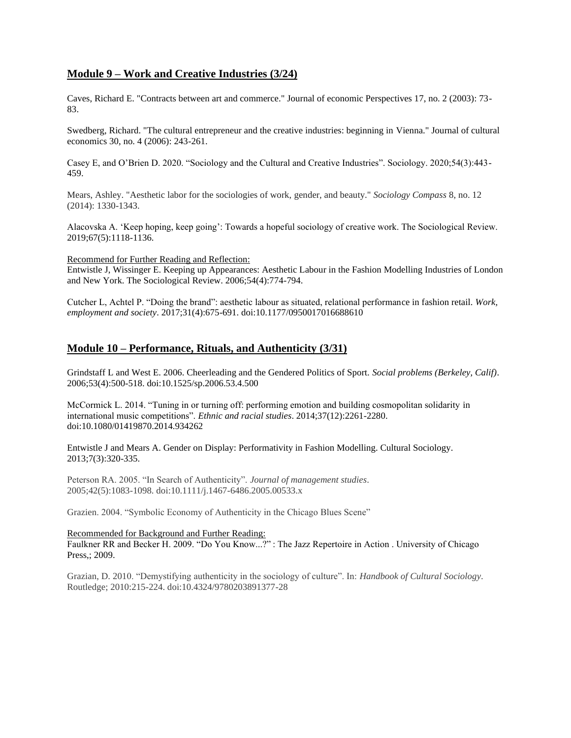## **Module 9 – Work and Creative Industries (3/24)**

Caves, Richard E. "Contracts between art and commerce." Journal of economic Perspectives 17, no. 2 (2003): 73-83.

Swedberg, Richard. "The cultural entrepreneur and the creative industries: beginning in Vienna." Journal of cultural economics 30, no. 4 (2006): 243-261.

Casey E, and O'Brien D. 2020. "Sociology and the Cultural and Creative Industries". Sociology. 2020;54(3):443-459.

Mears, Ashley. "Aesthetic labor for the sociologies of work, gender, and beauty." *Sociology Compass* 8, no. 12 (2014): 1330-1343.

Alacovska A. 'Keep hoping, keep going': Towards a hopeful sociology of creative work. The Sociological Review. 2019;67(5):1118-1136.

Recommend for Further Reading and Reflection:
Entwistle J, Wissinger E. Keeping up Appearances: Aesthetic Labour in the Fashion Modelling Industries of London and New York. The Sociological Review. 2006;54(4):774-794.

Cutcher L, Achtel P. "Doing the brand": aesthetic labour as situated, relational performance in fashion retail. *Work, employment and society*. 2017;31(4):675-691. doi:10.1177/0950017016688610

## **Module 10 – Performance, Rituals, and Authenticity (3/31)**

Grindstaff L and West E. 2006. Cheerleading and the Gendered Politics of Sport. *Social problems (Berkeley, Calif)*. 2006;53(4):500-518. doi:10.1525/sp.2006.53.4.500

McCormick L. 2014. "Tuning in or turning off: performing emotion and building cosmopolitan solidarity in international music competitions". *Ethnic and racial studies*. 2014;37(12):2261-2280. doi:10.1080/01419870.2014.934262

Entwistle J and Mears A. Gender on Display: Performativity in Fashion Modelling. Cultural Sociology. 2013;7(3):320-335.

Peterson RA. 2005. "In Search of Authenticity". *Journal of management studies*. 2005;42(5):1083-1098. doi:10.1111/j.1467-6486.2005.00533.x

Grazien. 2004. "Symbolic Economy of Authenticity in the Chicago Blues Scene"

Recommended for Background and Further Reading:
Faulkner RR and Becker H. 2009. "Do You Know...?" : The Jazz Repertoire in Action . University of Chicago Press,; 2009.

Grazian, D. 2010. "Demystifying authenticity in the sociology of culture". In: *Handbook of Cultural Sociology*. Routledge; 2010:215-224. doi:10.4324/9780203891377-28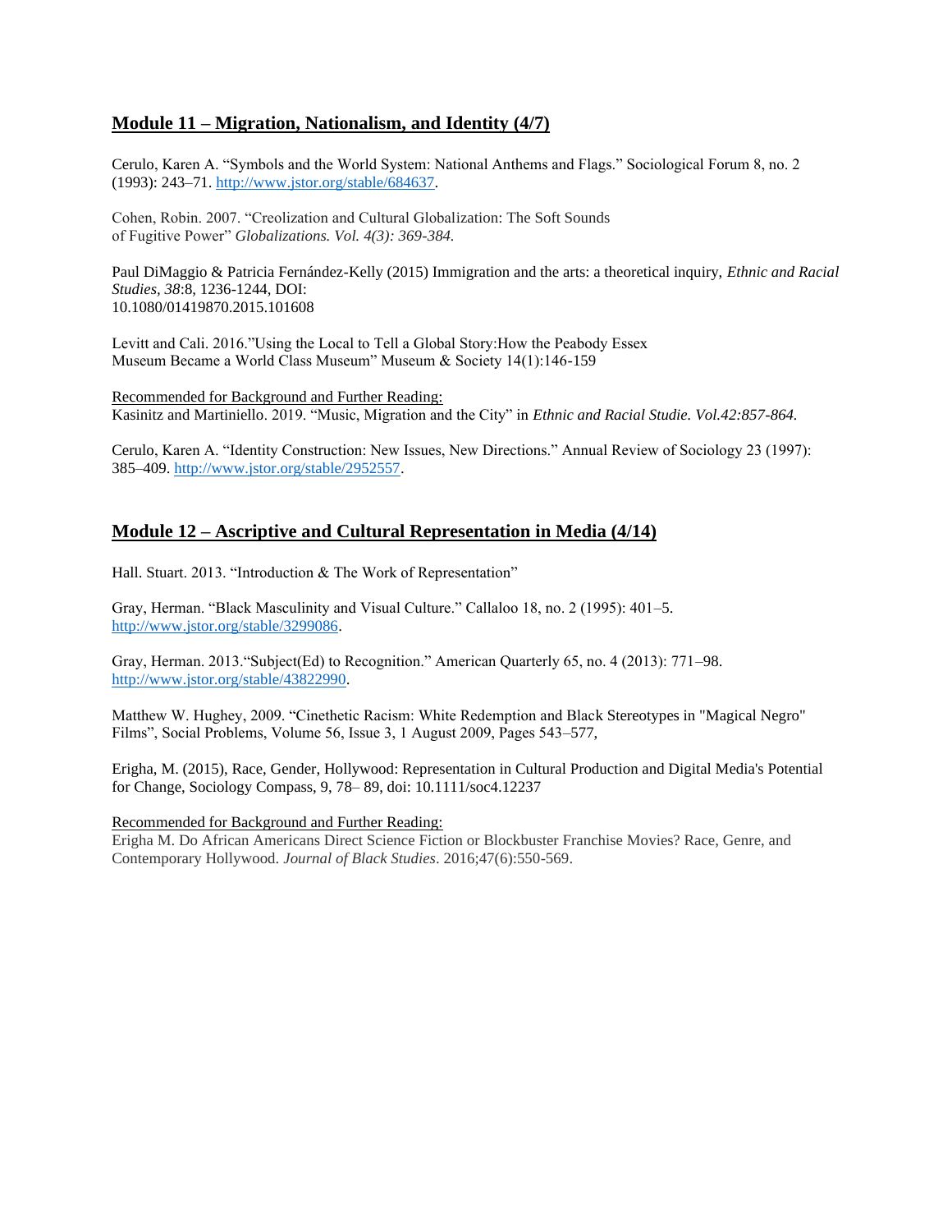## Module 11 – Migration, Nationalism, and Identity (4/7)

Cerulo, Karen A. "Symbols and the World System: National Anthems and Flags." Sociological Forum 8, no. 2 (1993): 243–71. http://www.jstor.org/stable/684637.

Cohen, Robin. 2007. "Creolization and Cultural Globalization: The Soft Sounds of Fugitive Power" *Globalizations. Vol. 4(3): 369-384.*

Paul DiMaggio & Patricia Fernández-Kelly (2015) Immigration and the arts: a theoretical inquiry, *Ethnic and Racial Studies, 38*:8, 1236-1244, DOI: 10.1080/01419870.2015.101608

Levitt and Cali. 2016."Using the Local to Tell a Global Story:How the Peabody Essex Museum Became a World Class Museum" Museum & Society 14(1):146-159

Recommended for Background and Further Reading:
Kasinitz and Martiniello. 2019. "Music, Migration and the City" in *Ethnic and Racial Studie. Vol.42:857-864.*

Cerulo, Karen A. "Identity Construction: New Issues, New Directions." Annual Review of Sociology 23 (1997): 385–409. http://www.jstor.org/stable/2952557.

## Module 12 – Ascriptive and Cultural Representation in Media (4/14)

Hall. Stuart. 2013. "Introduction & The Work of Representation"

Gray, Herman. "Black Masculinity and Visual Culture." Callaloo 18, no. 2 (1995): 401–5. http://www.jstor.org/stable/3299086.

Gray, Herman. 2013."Subject(Ed) to Recognition." American Quarterly 65, no. 4 (2013): 771–98. http://www.jstor.org/stable/43822990.

Matthew W. Hughey, 2009. "Cinethetic Racism: White Redemption and Black Stereotypes in "Magical Negro" Films", Social Problems, Volume 56, Issue 3, 1 August 2009, Pages 543–577,

Erigha, M. (2015), Race, Gender, Hollywood: Representation in Cultural Production and Digital Media's Potential for Change, Sociology Compass, 9, 78– 89, doi: 10.1111/soc4.12237

Recommended for Background and Further Reading:
Erigha M. Do African Americans Direct Science Fiction or Blockbuster Franchise Movies? Race, Genre, and Contemporary Hollywood. *Journal of Black Studies*. 2016;47(6):550-569.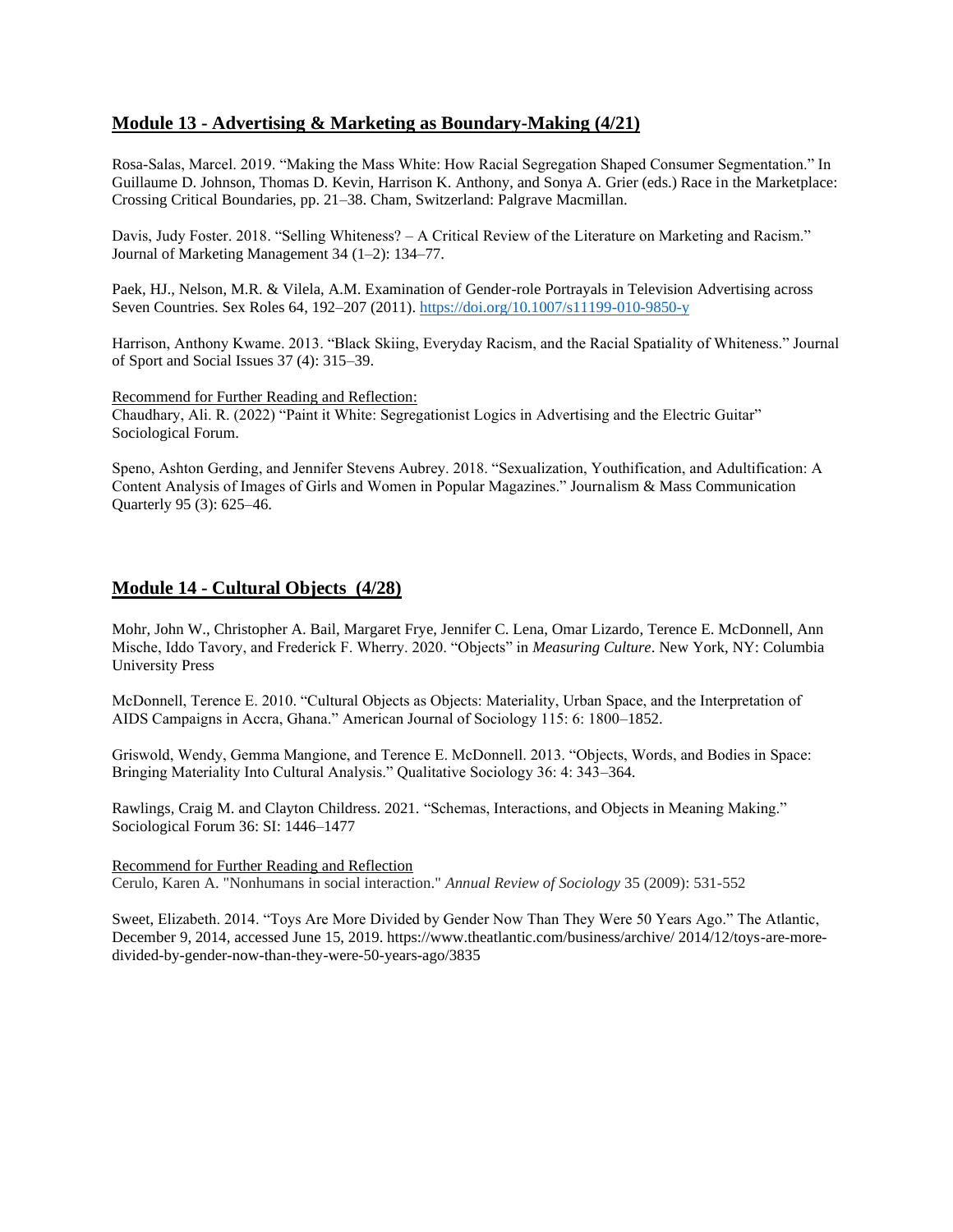## **Module 13 - Advertising & Marketing as Boundary-Making (4/21)**

Rosa-Salas, Marcel. 2019. "Making the Mass White: How Racial Segregation Shaped Consumer Segmentation." In Guillaume D. Johnson, Thomas D. Kevin, Harrison K. Anthony, and Sonya A. Grier (eds.) Race in the Marketplace: Crossing Critical Boundaries, pp. 21–38. Cham, Switzerland: Palgrave Macmillan.

Davis, Judy Foster. 2018. "Selling Whiteness? – A Critical Review of the Literature on Marketing and Racism." Journal of Marketing Management 34 (1–2): 134–77.

Paek, HJ., Nelson, M.R. & Vilela, A.M. Examination of Gender-role Portrayals in Television Advertising across Seven Countries. Sex Roles 64, 192–207 (2011). https://doi.org/10.1007/s11199-010-9850-y

Harrison, Anthony Kwame. 2013. "Black Skiing, Everyday Racism, and the Racial Spatiality of Whiteness." Journal of Sport and Social Issues 37 (4): 315–39.

Recommend for Further Reading and Reflection:
Chaudhary, Ali. R. (2022) "Paint it White: Segregationist Logics in Advertising and the Electric Guitar" Sociological Forum.

Speno, Ashton Gerding, and Jennifer Stevens Aubrey. 2018. "Sexualization, Youthification, and Adultification: A Content Analysis of Images of Girls and Women in Popular Magazines." Journalism & Mass Communication Quarterly 95 (3): 625–46.

## **Module 14 - Cultural Objects (4/28)**

Mohr, John W., Christopher A. Bail, Margaret Frye, Jennifer C. Lena, Omar Lizardo, Terence E. McDonnell, Ann Mische, Iddo Tavory, and Frederick F. Wherry. 2020. "Objects" in *Measuring Culture*. New York, NY: Columbia University Press

McDonnell, Terence E. 2010. "Cultural Objects as Objects: Materiality, Urban Space, and the Interpretation of AIDS Campaigns in Accra, Ghana." American Journal of Sociology 115: 6: 1800–1852.

Griswold, Wendy, Gemma Mangione, and Terence E. McDonnell. 2013. "Objects, Words, and Bodies in Space: Bringing Materiality Into Cultural Analysis." Qualitative Sociology 36: 4: 343–364.

Rawlings, Craig M. and Clayton Childress. 2021. "Schemas, Interactions, and Objects in Meaning Making." Sociological Forum 36: SI: 1446–1477

Recommend for Further Reading and Reflection
Cerulo, Karen A. "Nonhumans in social interaction." *Annual Review of Sociology* 35 (2009): 531-552

Sweet, Elizabeth. 2014. "Toys Are More Divided by Gender Now Than They Were 50 Years Ago." The Atlantic, December 9, 2014, accessed June 15, 2019. https://www.theatlantic.com/business/archive/ 2014/12/toys-are-more-divided-by-gender-now-than-they-were-50-years-ago/3835